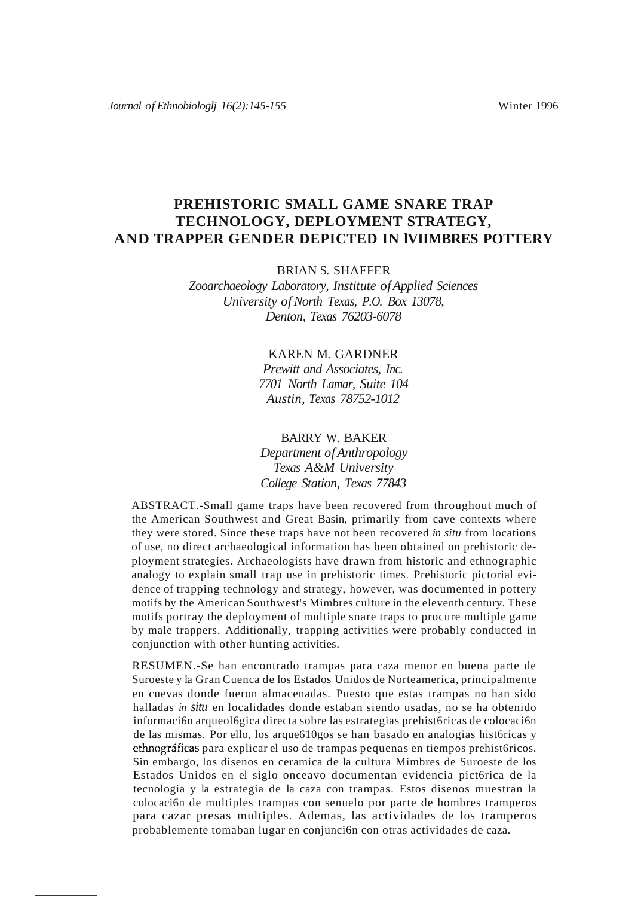# PREHISTORIC SMALL GAME SNARE TRAP TECHNOLOGY, DEPLOYMENT STRATEGY, AND TRAPPER GENDER DEPICTED IN MIMBRES POTTERY

BRIAN S. SHAFFER
*Zooarchaeology Laboratory, Institute of Applied Sciences*
*University of North Texas, P.O. Box 13078,*
*Denton, Texas 76203-6078*

KAREN M. GARDNER
*Prewitt and Associates, Inc.*
*7701 North Lamar, Suite 104*
*Austin, Texas 78752-1012*

BARRY W. BAKER
*Department of Anthropology*
*Texas A&M University*
*College Station, Texas 77843*

ABSTRACT.-Small game traps have been recovered from throughout much of the American Southwest and Great Basin, primarily from cave contexts where they were stored. Since these traps have not been recovered *in situ* from locations of use, no direct archaeological information has been obtained on prehistoric deployment strategies. Archaeologists have drawn from historic and ethnographic analogy to explain small trap use in prehistoric times. Prehistoric pictorial evidence of trapping technology and strategy, however, was documented in pottery motifs by the American Southwest's Mimbres culture in the eleventh century. These motifs portray the deployment of multiple snare traps to procure multiple game by male trappers. Additionally, trapping activities were probably conducted in conjunction with other hunting activities.

RESUMEN.-Se han encontrado trampas para caza menor en buena parte de Suroeste y la Gran Cuenca de los Estados Unidos de Norteamerica, principalmente en cuevas donde fueron almacenadas. Puesto que estas trampas no han sido halladas *in situ* en localidades donde estaban siendo usadas, no se ha obtenido información arqueológica directa sobre las estrategias prehistóricas de colocación de las mismas. Por ello, los arqueólogos se han basado en analogias históricas y ethnográficas para explicar el uso de trampas pequenas en tiempos prehistóricos. Sin embargo, los disenos en ceramica de la cultura Mimbres de Suroeste de los Estados Unidos en el siglo onceavo documentan evidencia pictórica de la tecnologia y la estrategia de la caza con trampas. Estos disenos muestran la colocación de multiples trampas con senuelo por parte de hombres tramperos para cazar presas multiples. Ademas, las actividades de los tramperos probablemente tomaban lugar en conjunción con otras actividades de caza.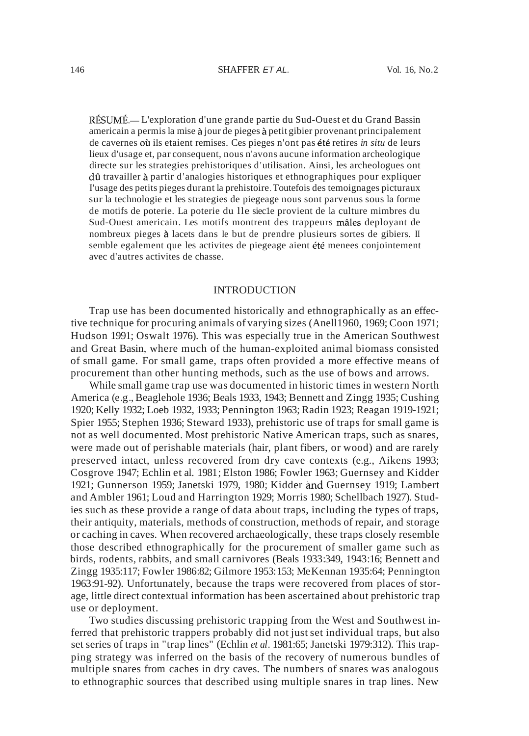RÉSUMÉ.— L'exploration d'une grande partie du Sud-Ouest et du Grand Bassin americain a permis la mise à jour de pieges à petit gibier provenant principalement de cavernes où ils etaient remises. Ces pieges n'ont pas été retires *in situ* de leurs lieux d'usage et, par consequent, nous n'avons aucune information archeologique directe sur les strategies prehistoriques d'utilisation. Ainsi, les archeologues ont dû travailler à partir d'analogies historiques et ethnographiques pour expliquer I'usage des petits pieges durant la prehistoire. Toutefois des temoignages picturaux sur la technologie et les strategies de piegeage nous sont parvenus sous la forme de motifs de poterie. La poterie du 11e siec1e provient de la culture mimbres du Sud-Ouest americain. Les motifs montrent des trappeurs mâles deployant de nombreux pieges à lacets dans Ie but de prendre plusieurs sortes de gibiers. II semble egalement que les activites de piegeage aient été menees conjointement avec d'autres activites de chasse.

## INTRODUCTION

Trap use has been documented historically and ethnographically as an effective technique for procuring animals of varying sizes (Anell1960, 1969; Coon 1971; Hudson 1991; Oswalt 1976). This was especially true in the American Southwest and Great Basin, where much of the human-exploited animal biomass consisted of small game. For small game, traps often provided a more effective means of procurement than other hunting methods, such as the use of bows and arrows.

While small game trap use was documented in historic times in western North America (e.g., Beaglehole 1936; Beals 1933, 1943; Bennett and Zingg 1935; Cushing 1920; Kelly 1932; Loeb 1932, 1933; Pennington 1963; Radin 1923; Reagan 1919-1921; Spier 1955; Stephen 1936; Steward 1933), prehistoric use of traps for small game is not as well documented. Most prehistoric Native American traps, such as snares, were made out of perishable materials (hair, plant fibers, or wood) and are rarely preserved intact, unless recovered from dry cave contexts (e.g., Aikens 1993; Cosgrove 1947; Echlin et al. 1981; Elston 1986; Fowler 1963; Guernsey and Kidder 1921; Gunnerson 1959; Janetski 1979, 1980; Kidder and Guernsey 1919; Lambert and Ambler 1961; Loud and Harrington 1929; Morris 1980; Schellbach 1927). Studies such as these provide a range of data about traps, including the types of traps, their antiquity, materials, methods of construction, methods of repair, and storage or caching in caves. When recovered archaeologically, these traps closely resemble those described ethnographically for the procurement of smaller game such as birds, rodents, rabbits, and small carnivores (Beals 1933:349, 1943:16; Bennett and Zingg 1935:117; Fowler 1986:82; Gilmore 1953:153; MeKennan 1935:64; Pennington 1963:91-92). Unfortunately, because the traps were recovered from places of storage, little direct contextual information has been ascertained about prehistoric trap use or deployment.

Two studies discussing prehistoric trapping from the West and Southwest inferred that prehistoric trappers probably did not just set individual traps, but also set series of traps in "trap lines" (Echlin *et al*. 1981:65; Janetski 1979:312). This trapping strategy was inferred on the basis of the recovery of numerous bundles of multiple snares from caches in dry caves. The numbers of snares was analogous to ethnographic sources that described using multiple snares in trap lines. New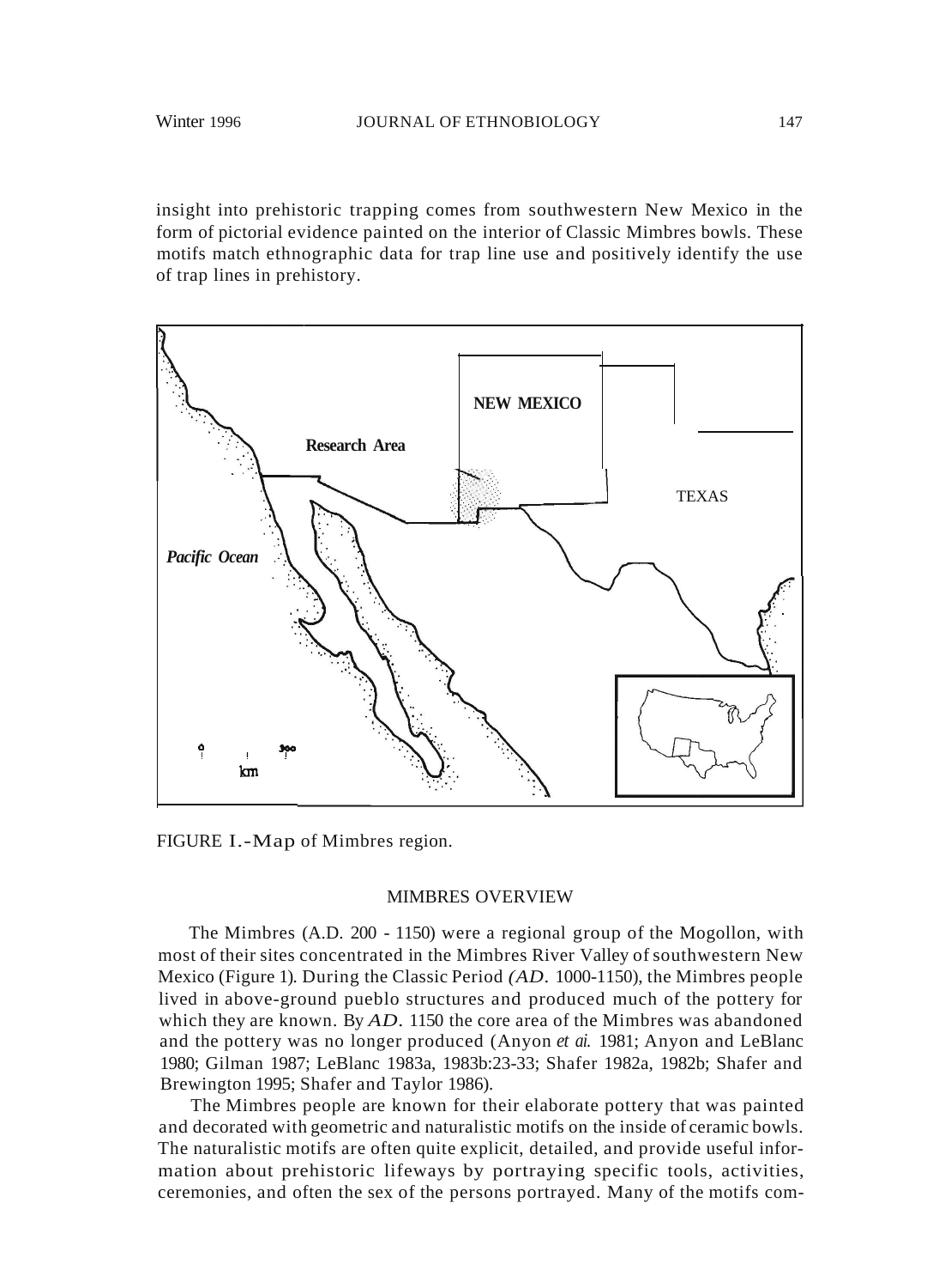insight into prehistoric trapping comes from southwestern New Mexico in the form of pictorial evidence painted on the interior of Classic Mimbres bowls. These motifs match ethnographic data for trap line use and positively identify the use of trap lines in prehistory.

FIGURE 1.-Map of Mimbres region.

## MIMBRES OVERVIEW

The Mimbres (A.D. 200 - 1150) were a regional group of the Mogollon, with most of their sites concentrated in the Mimbres River Valley of southwestern New Mexico (Figure 1). During the Classic Period *(AD.* 1000-1150), the Mimbres people lived in above-ground pueblo structures and produced much of the pottery for which they are known. By *AD.* 1150 the core area of the Mimbres was abandoned and the pottery was no longer produced (Anyon *et ai.* 1981; Anyon and LeBlanc 1980; Gilman 1987; LeBlanc 1983a, 1983b:23-33; Shafer 1982a, 1982b; Shafer and Brewington 1995; Shafer and Taylor 1986).

The Mimbres people are known for their elaborate pottery that was painted and decorated with geometric and naturalistic motifs on the inside of ceramic bowls. The naturalistic motifs are often quite explicit, detailed, and provide useful information about prehistoric lifeways by portraying specific tools, activities, ceremonies, and often the sex of the persons portrayed. Many of the motifs com-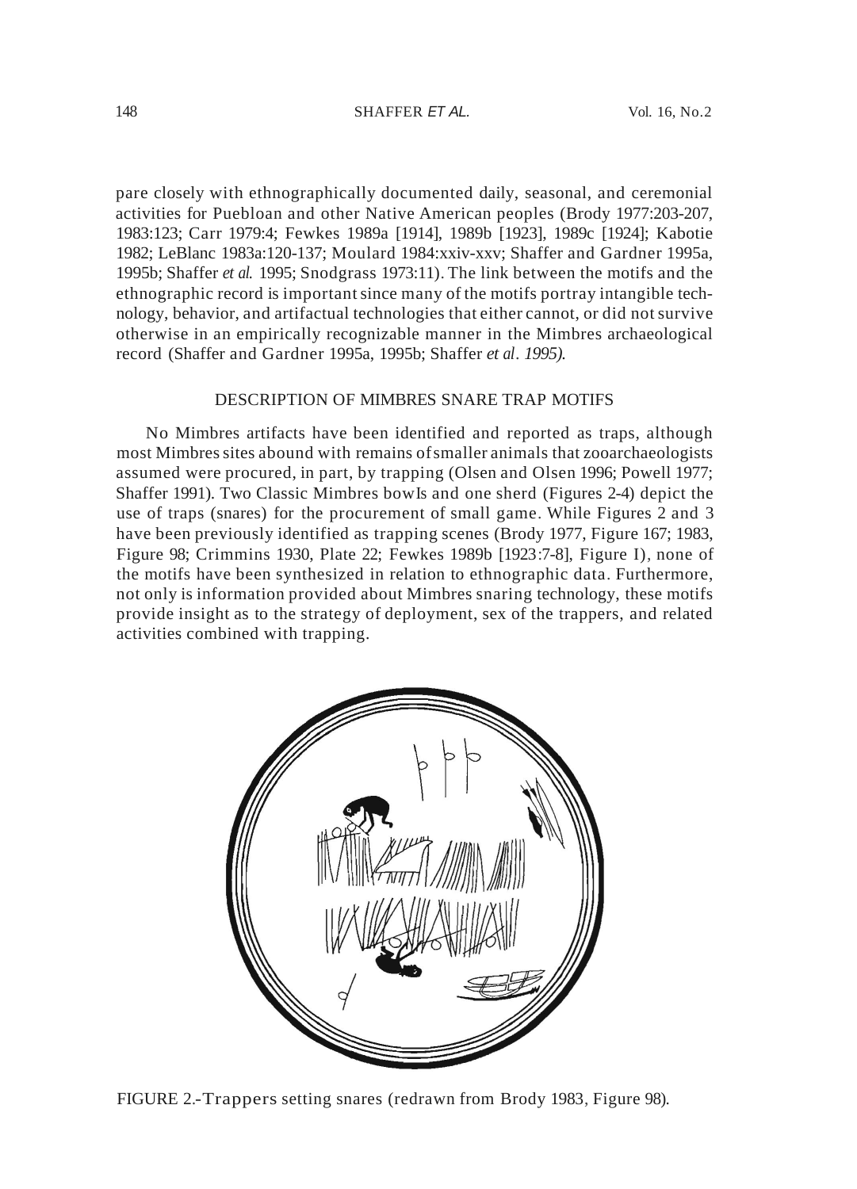pare closely with ethnographically documented daily, seasonal, and ceremonial activities for Puebloan and other Native American peoples (Brody 1977:203-207, 1983:123; Carr 1979:4; Fewkes 1989a [1914], 1989b [1923], 1989c [1924]; Kabotie 1982; LeBlanc 1983a:120-137; Moulard 1984:xxiv-xxv; Shaffer and Gardner 1995a, 1995b; Shaffer *et al.* 1995; Snodgrass 1973:11). The link between the motifs and the ethnographic record is important since many of the motifs portray intangible technology, behavior, and artifactual technologies that either cannot, or did not survive otherwise in an empirically recognizable manner in the Mimbres archaeological record (Shaffer and Gardner 1995a, 1995b; Shaffer *et al. 1995).*

## DESCRIPTION OF MIMBRES SNARE TRAP MOTIFS

No Mimbres artifacts have been identified and reported as traps, although most Mimbres sites abound with remains of smaller animals that zooarchaeologists assumed were procured, in part, by trapping (Olsen and Olsen 1996; Powell 1977; Shaffer 1991). Two Classic Mimbres bowls and one sherd (Figures 2-4) depict the use of traps (snares) for the procurement of small game. While Figures 2 and 3 have been previously identified as trapping scenes (Brody 1977, Figure 167; 1983, Figure 98; Crimmins 1930, Plate 22; Fewkes 1989b [1923:7-8], Figure I), none of the motifs have been synthesized in relation to ethnographic data. Furthermore, not only is information provided about Mimbres snaring technology, these motifs provide insight as to the strategy of deployment, sex of the trappers, and related activities combined with trapping.

FIGURE 2.-Trappers setting snares (redrawn from Brody 1983, Figure 98).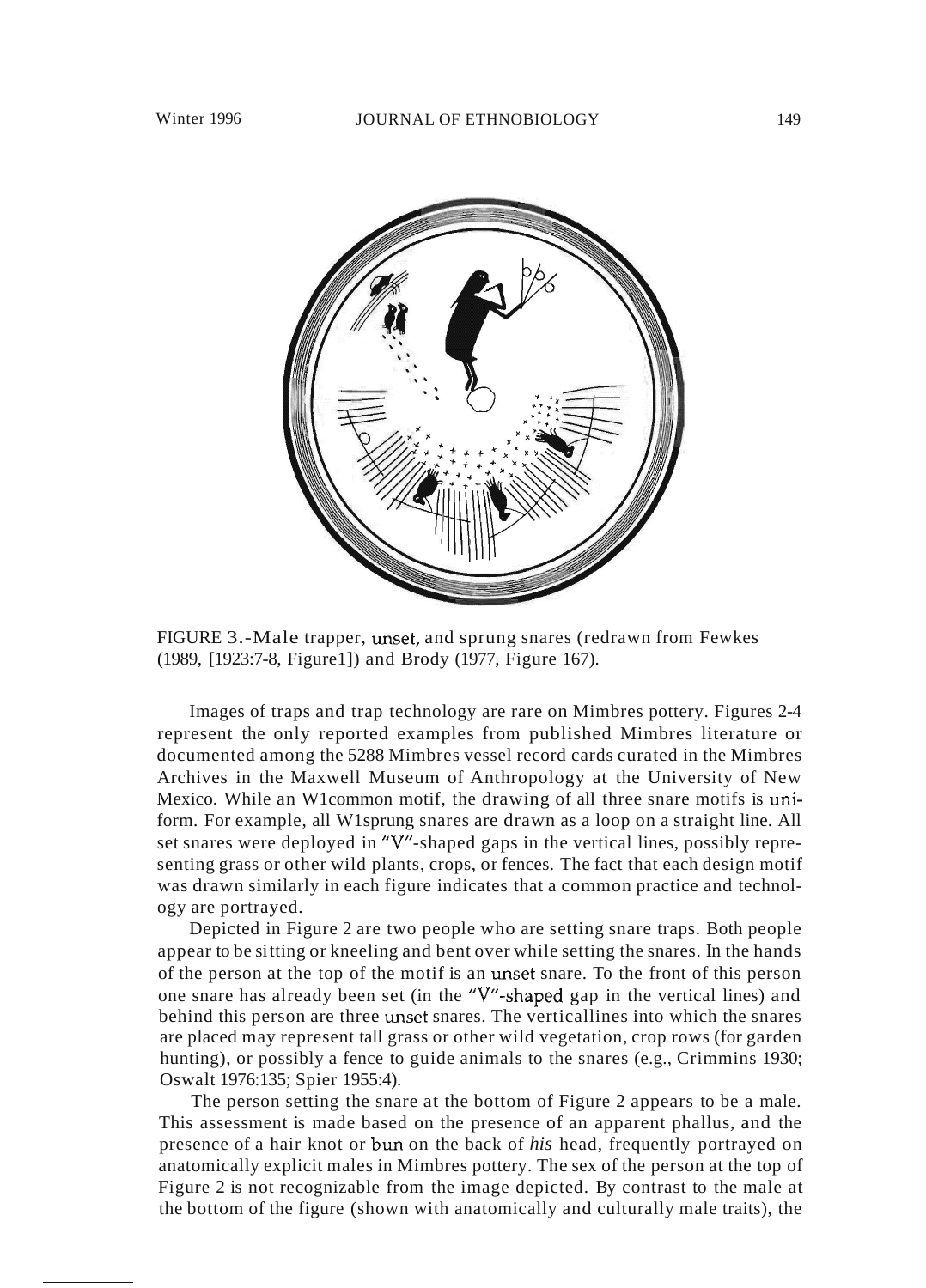FIGURE 3.-Male trapper, unset, and sprung snares (redrawn from Fewkes (1989, [1923:7-8, Figure1]) and Brody (1977, Figure 167).

Images of traps and trap technology are rare on Mimbres pottery. Figures 2-4 represent the only reported examples from published Mimbres literature or documented among the 5288 Mimbres vessel record cards curated in the Mimbres Archives in the Maxwell Museum of Anthropology at the University of New Mexico. While an W1common motif, the drawing of all three snare motifs is uniform. For example, all W1sprung snares are drawn as a loop on a straight line. All set snares were deployed in "V"-shaped gaps in the vertical lines, possibly representing grass or other wild plants, crops, or fences. The fact that each design motif was drawn similarly in each figure indicates that a common practice and technology are portrayed.

Depicted in Figure 2 are two people who are setting snare traps. Both people appear to be sitting or kneeling and bent over while setting the snares. In the hands of the person at the top of the motif is an unset snare. To the front of this person one snare has already been set (in the "V"-shaped gap in the vertical lines) and behind this person are three unset snares. The verticallines into which the snares are placed may represent tall grass or other wild vegetation, crop rows (for garden hunting), or possibly a fence to guide animals to the snares (e.g., Crimmins 1930; Oswalt 1976:135; Spier 1955:4).

The person setting the snare at the bottom of Figure 2 appears to be a male. This assessment is made based on the presence of an apparent phallus, and the presence of a hair knot or bun on the back of *his* head, frequently portrayed on anatomically explicit males in Mimbres pottery. The sex of the person at the top of Figure 2 is not recognizable from the image depicted. By contrast to the male at the bottom of the figure (shown with anatomically and culturally male traits), the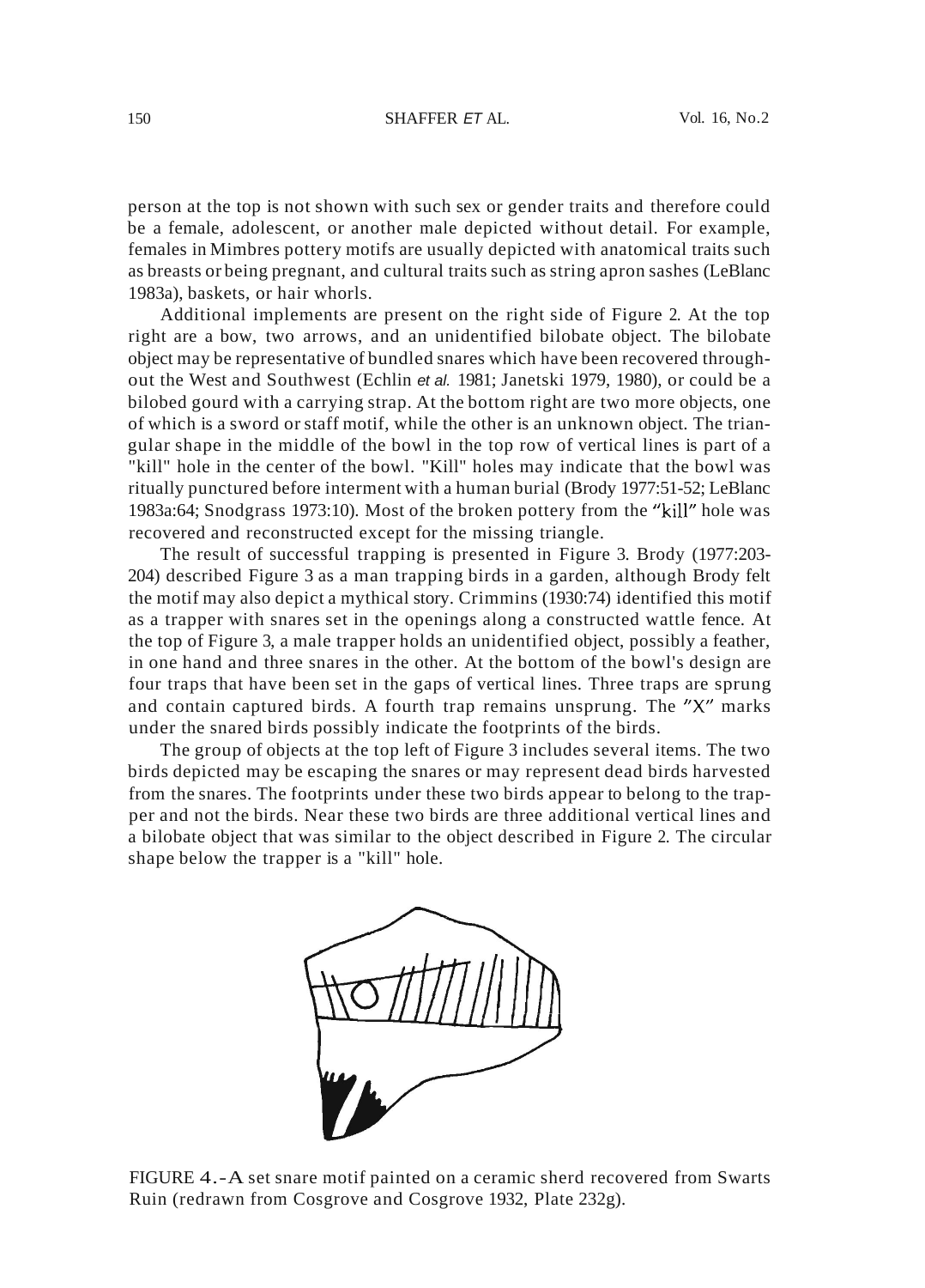person at the top is not shown with such sex or gender traits and therefore could be a female, adolescent, or another male depicted without detail. For example, females in Mimbres pottery motifs are usually depicted with anatomical traits such as breasts or being pregnant, and cultural traits such as string apron sashes (LeBlanc 1983a), baskets, or hair whorls.

Additional implements are present on the right side of Figure 2. At the top right are a bow, two arrows, and an unidentified bilobate object. The bilobate object may be representative of bundled snares which have been recovered throughout the West and Southwest (Echlin *et al.* 1981; Janetski 1979, 1980), or could be a bilobed gourd with a carrying strap. At the bottom right are two more objects, one of which is a sword or staff motif, while the other is an unknown object. The triangular shape in the middle of the bowl in the top row of vertical lines is part of a "kill" hole in the center of the bowl. "Kill" holes may indicate that the bowl was ritually punctured before interment with a human burial (Brody 1977:51-52; LeBlanc 1983a:64; Snodgrass 1973:10). Most of the broken pottery from the "kill" hole was recovered and reconstructed except for the missing triangle.

The result of successful trapping is presented in Figure 3. Brody (1977:203-204) described Figure 3 as a man trapping birds in a garden, although Brody felt the motif may also depict a mythical story. Crimmins (1930:74) identified this motif as a trapper with snares set in the openings along a constructed wattle fence. At the top of Figure 3, a male trapper holds an unidentified object, possibly a feather, in one hand and three snares in the other. At the bottom of the bowl's design are four traps that have been set in the gaps of vertical lines. Three traps are sprung and contain captured birds. A fourth trap remains unsprung. The "X" marks under the snared birds possibly indicate the footprints of the birds.

The group of objects at the top left of Figure 3 includes several items. The two birds depicted may be escaping the snares or may represent dead birds harvested from the snares. The footprints under these two birds appear to belong to the trapper and not the birds. Near these two birds are three additional vertical lines and a bilobate object that was similar to the object described in Figure 2. The circular shape below the trapper is a "kill" hole.

FIGURE 4.-A set snare motif painted on a ceramic sherd recovered from Swarts Ruin (redrawn from Cosgrove and Cosgrove 1932, Plate 232g).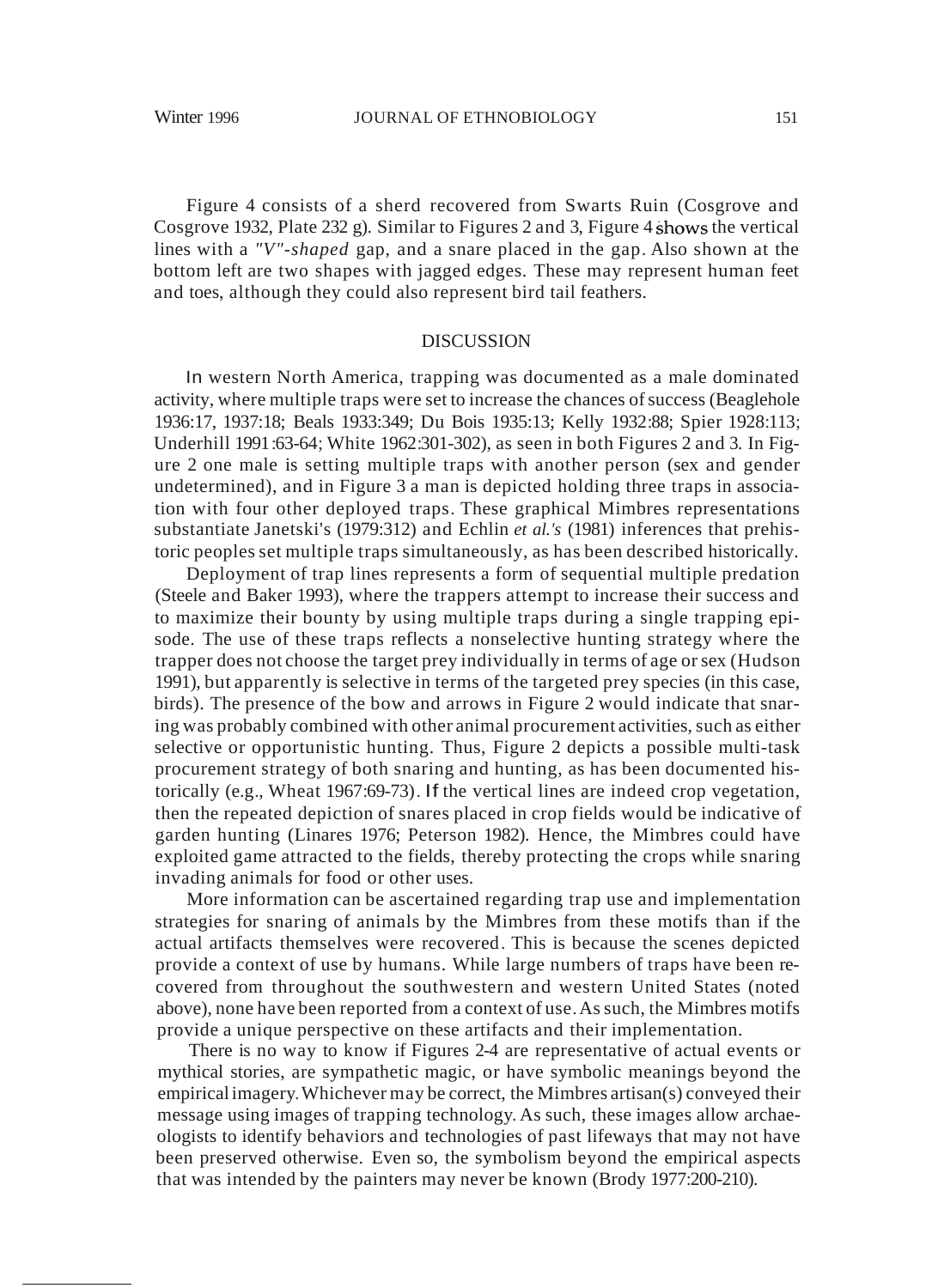Figure 4 consists of a sherd recovered from Swarts Ruin (Cosgrove and Cosgrove 1932, Plate 232 g). Similar to Figures 2 and 3, Figure 4 shows the vertical lines with a *"V"-shaped* gap, and a snare placed in the gap. Also shown at the bottom left are two shapes with jagged edges. These may represent human feet and toes, although they could also represent bird tail feathers.

## DISCUSSION

In western North America, trapping was documented as a male dominated activity, where multiple traps were set to increase the chances of success (Beaglehole 1936:17, 1937:18; Beals 1933:349; Du Bois 1935:13; Kelly 1932:88; Spier 1928:113; Underhill 1991:63-64; White 1962:301-302), as seen in both Figures 2 and 3. In Figure 2 one male is setting multiple traps with another person (sex and gender undetermined), and in Figure 3 a man is depicted holding three traps in association with four other deployed traps. These graphical Mimbres representations substantiate Janetski's (1979:312) and Echlin *et al.'s* (1981) inferences that prehistoric peoples set multiple traps simultaneously, as has been described historically.

Deployment of trap lines represents a form of sequential multiple predation (Steele and Baker 1993), where the trappers attempt to increase their success and to maximize their bounty by using multiple traps during a single trapping episode. The use of these traps reflects a nonselective hunting strategy where the trapper does not choose the target prey individually in terms of age or sex (Hudson 1991), but apparently is selective in terms of the targeted prey species (in this case, birds). The presence of the bow and arrows in Figure 2 would indicate that snaring was probably combined with other animal procurement activities, such as either selective or opportunistic hunting. Thus, Figure 2 depicts a possible multi-task procurement strategy of both snaring and hunting, as has been documented historically (e.g., Wheat 1967:69-73). If the vertical lines are indeed crop vegetation, then the repeated depiction of snares placed in crop fields would be indicative of garden hunting (Linares 1976; Peterson 1982). Hence, the Mimbres could have exploited game attracted to the fields, thereby protecting the crops while snaring invading animals for food or other uses.

More information can be ascertained regarding trap use and implementation strategies for snaring of animals by the Mimbres from these motifs than if the actual artifacts themselves were recovered. This is because the scenes depicted provide a context of use by humans. While large numbers of traps have been recovered from throughout the southwestern and western United States (noted above), none have been reported from a context of use. As such, the Mimbres motifs provide a unique perspective on these artifacts and their implementation.

There is no way to know if Figures 2-4 are representative of actual events or mythical stories, are sympathetic magic, or have symbolic meanings beyond the empirical imagery. Whichever may be correct, the Mimbres artisan(s) conveyed their message using images of trapping technology. As such, these images allow archaeologists to identify behaviors and technologies of past lifeways that may not have been preserved otherwise. Even so, the symbolism beyond the empirical aspects that was intended by the painters may never be known (Brody 1977:200-210).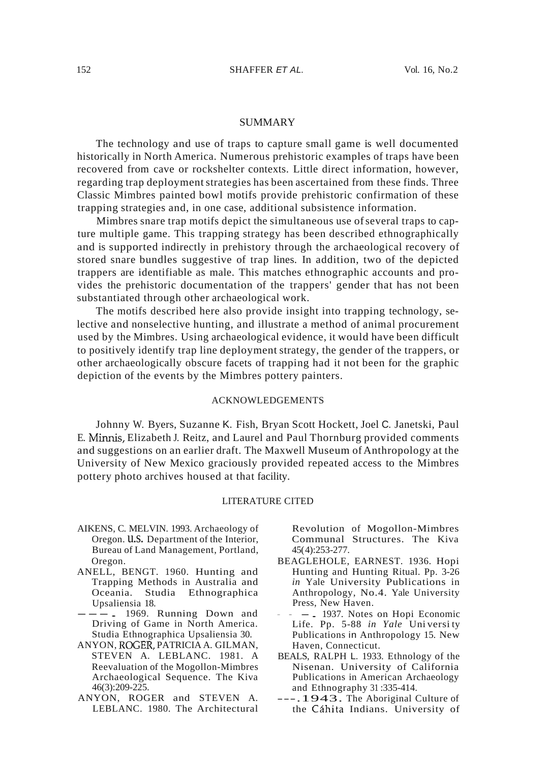## SUMMARY

The technology and use of traps to capture small game is well documented historically in North America. Numerous prehistoric examples of traps have been recovered from cave or rockshelter contexts. Little direct information, however, regarding trap deployment strategies has been ascertained from these finds. Three Classic Mimbres painted bowl motifs provide prehistoric confirmation of these trapping strategies and, in one case, additional subsistence information.

Mimbres snare trap motifs depict the simultaneous use of several traps to capture multiple game. This trapping strategy has been described ethnographically and is supported indirectly in prehistory through the archaeological recovery of stored snare bundles suggestive of trap lines. In addition, two of the depicted trappers are identifiable as male. This matches ethnographic accounts and provides the prehistoric documentation of the trappers' gender that has not been substantiated through other archaeological work.

The motifs described here also provide insight into trapping technology, selective and nonselective hunting, and illustrate a method of animal procurement used by the Mimbres. Using archaeological evidence, it would have been difficult to positively identify trap line deployment strategy, the gender of the trappers, or other archaeologically obscure facets of trapping had it not been for the graphic depiction of the events by the Mimbres pottery painters.

## ACKNOWLEDGEMENTS

Johnny W. Byers, Suzanne K. Fish, Bryan Scott Hockett, Joel C. Janetski, Paul E. Minnis, Elizabeth J. Reitz, and Laurel and Paul Thornburg provided comments and suggestions on an earlier draft. The Maxwell Museum of Anthropology at the University of New Mexico graciously provided repeated access to the Mimbres pottery photo archives housed at that facility.

## LITERATURE CITED

AIKENS, C. MELVIN. 1993. Archaeology of Oregon. U.S. Department of the Interior, Bureau of Land Management, Portland, Oregon.

ANELL, BENGT. 1960. Hunting and Trapping Methods in Australia and Oceania. Studia Ethnographica Upsaliensia 18.

———. 1969. Running Down and Driving of Game in North America. Studia Ethnographica Upsaliensia 30.

ANYON, ROGER, PATRICIA A. GILMAN, STEVEN A. LEBLANC. 1981. A Reevaluation of the Mogollon-Mimbres Archaeological Sequence. The Kiva 46(3):209-225.

ANYON, ROGER and STEVEN A. LEBLANC. 1980. The Architectural Revolution of Mogollon-Mimbres Communal Structures. The Kiva 45(4):253-277.

BEAGLEHOLE, EARNEST. 1936. Hopi Hunting and Hunting Ritual. Pp. 3-26 *in* Yale University Publications in Anthropology, No.4. Yale University Press, New Haven.

———. 1937. Notes on Hopi Economic Life. Pp. 5-88 *in Yale* University Publications in Anthropology 15. New Haven, Connecticut.

BEALS, RALPH L. 1933. Ethnology of the Nisenan. University of California Publications in American Archaeology and Ethnography 31:335-414.

———. 1943. The Aboriginal Culture of the Cáhita Indians. University of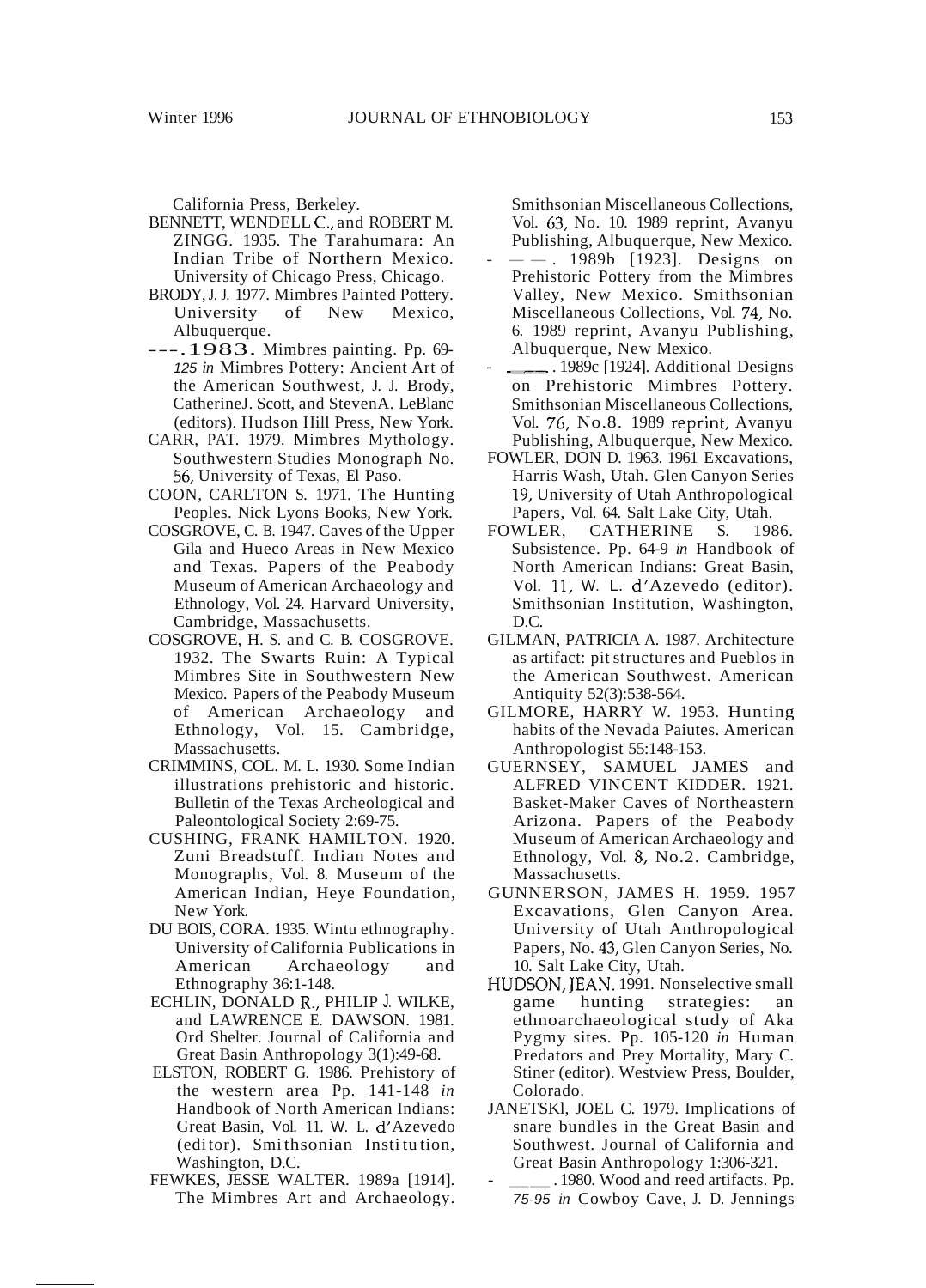California Press, Berkeley.

BENNETT, WENDELL C., and ROBERT M. ZINGG. 1935. The Tarahumara: An Indian Tribe of Northern Mexico. University of Chicago Press, Chicago.

BRODY, J. J. 1977. Mimbres Painted Pottery. University of New Mexico, Albuquerque.

---. 1983. Mimbres painting. Pp. 69-125 *in* Mimbres Pottery: Ancient Art of the American Southwest, J. J. Brody, Catherine J. Scott, and Steven A. LeBlanc (editors). Hudson Hill Press, New York.

CARR, PAT. 1979. Mimbres Mythology. Southwestern Studies Monograph No. 56, University of Texas, El Paso.

COON, CARLTON S. 1971. The Hunting Peoples. Nick Lyons Books, New York.

COSGROVE, C. B. 1947. Caves of the Upper Gila and Hueco Areas in New Mexico and Texas. Papers of the Peabody Museum of American Archaeology and Ethnology, Vol. 24. Harvard University, Cambridge, Massachusetts.

COSGROVE, H. S. and C. B. COSGROVE. 1932. The Swarts Ruin: A Typical Mimbres Site in Southwestern New Mexico. Papers of the Peabody Museum of American Archaeology and Ethnology, Vol. 15. Cambridge, Massachusetts.

CRIMMINS, COL. M. L. 1930. Some Indian illustrations prehistoric and historic. Bulletin of the Texas Archeological and Paleontological Society 2:69-75.

CUSHING, FRANK HAMILTON. 1920. Zuni Breadstuff. Indian Notes and Monographs, Vol. 8. Museum of the American Indian, Heye Foundation, New York.

DU BOIS, CORA. 1935. Wintu ethnography. University of California Publications in American Archaeology and Ethnography 36:1-148.

ECHLIN, DONALD R., PHILIP J. WILKE, and LAWRENCE E. DAWSON. 1981. Ord Shelter. Journal of California and Great Basin Anthropology 3(1):49-68.

ELSTON, ROBERT G. 1986. Prehistory of the western area Pp. 141-148 *in* Handbook of North American Indians: Great Basin, Vol. 11. W. L. d'Azevedo (editor). Smithsonian Institution, Washington, D.C.

FEWKES, JESSE WALTER. 1989a [1914]. The Mimbres Art and Archaeology. Smithsonian Miscellaneous Collections, Vol. 63, No. 10. 1989 reprint, Avanyu Publishing, Albuquerque, New Mexico.

- ——. 1989b [1923]. Designs on Prehistoric Pottery from the Mimbres Valley, New Mexico. Smithsonian Miscellaneous Collections, Vol. 74, No. 6. 1989 reprint, Avanyu Publishing, Albuquerque, New Mexico.

- ——. 1989c [1924]. Additional Designs on Prehistoric Mimbres Pottery. Smithsonian Miscellaneous Collections, Vol. 76, No.8. 1989 reprint, Avanyu Publishing, Albuquerque, New Mexico.

FOWLER, DON D. 1963. 1961 Excavations, Harris Wash, Utah. Glen Canyon Series 19, University of Utah Anthropological Papers, Vol. 64. Salt Lake City, Utah.

FOWLER, CATHERINE S. 1986. Subsistence. Pp. 64-9 *in* Handbook of North American Indians: Great Basin, Vol. 11, W. L. d'Azevedo (editor). Smithsonian Institution, Washington, D.C.

GILMAN, PATRICIA A. 1987. Architecture as artifact: pit structures and Pueblos in the American Southwest. American Antiquity 52(3):538-564.

GILMORE, HARRY W. 1953. Hunting habits of the Nevada Paiutes. American Anthropologist 55:148-153.

GUERNSEY, SAMUEL JAMES and ALFRED VINCENT KIDDER. 1921. Basket-Maker Caves of Northeastern Arizona. Papers of the Peabody Museum of American Archaeology and Ethnology, Vol. 8, No.2. Cambridge, Massachusetts.

GUNNERSON, JAMES H. 1959. 1957 Excavations, Glen Canyon Area. University of Utah Anthropological Papers, No. 43, Glen Canyon Series, No. 10. Salt Lake City, Utah.

HUDSON, JEAN. 1991. Nonselective small game hunting strategies: an ethnoarchaeological study of Aka Pygmy sites. Pp. 105-120 *in* Human Predators and Prey Mortality, Mary C. Stiner (editor). Westview Press, Boulder, Colorado.

JANETSKI, JOEL C. 1979. Implications of snare bundles in the Great Basin and Southwest. Journal of California and Great Basin Anthropology 1:306-321.

- ——. 1980. Wood and reed artifacts. Pp. 75-95 *in* Cowboy Cave, J. D. Jennings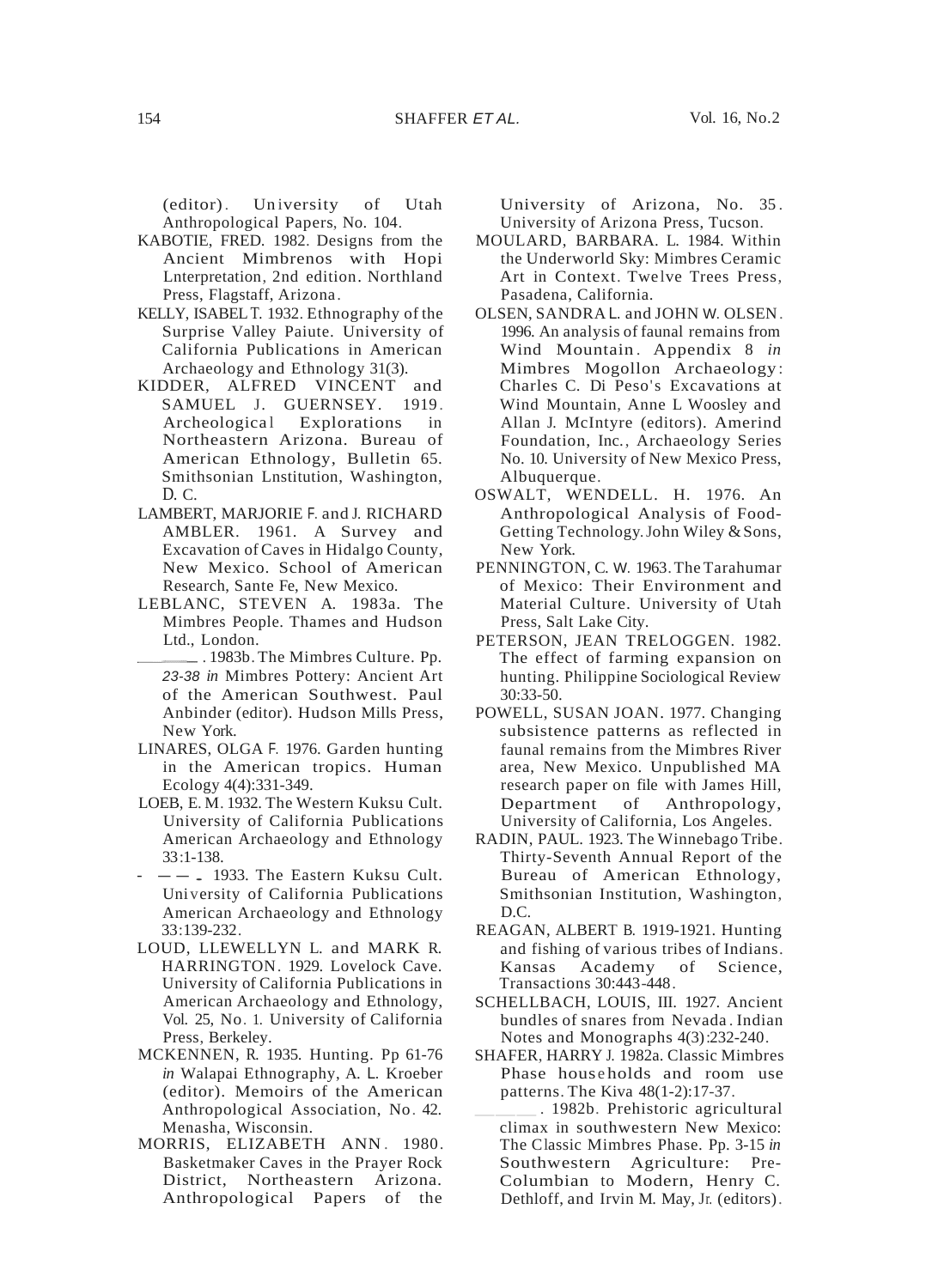(editor). University of Utah Anthropological Papers, No. 104.

KABOTIE, FRED. 1982. Designs from the Ancient Mimbrenos with Hopi Lnterpretation, 2nd edition. Northland Press, Flagstaff, Arizona.

KELLY, ISABEL T. 1932. Ethnography of the Surprise Valley Paiute. University of California Publications in American Archaeology and Ethnology 31(3).

KIDDER, ALFRED VINCENT and SAMUEL J. GUERNSEY. 1919. Archeological Explorations in Northeastern Arizona. Bureau of American Ethnology, Bulletin 65. Smithsonian Lnstitution, Washington, D. C.

LAMBERT, MARJORIE F. and J. RICHARD AMBLER. 1961. A Survey and Excavation of Caves in Hidalgo County, New Mexico. School of American Research, Sante Fe, New Mexico.

LEBLANC, STEVEN A. 1983a. The Mimbres People. Thames and Hudson Ltd., London.

———. 1983b. The Mimbres Culture. Pp. 23-38 *in* Mimbres Pottery: Ancient Art of the American Southwest. Paul Anbinder (editor). Hudson Mills Press, New York.

LINARES, OLGA F. 1976. Garden hunting in the American tropics. Human Ecology 4(4):331-349.

LOEB, E. M. 1932. The Western Kuksu Cult. University of California Publications American Archaeology and Ethnology 33:1-138.

———. 1933. The Eastern Kuksu Cult. University of California Publications American Archaeology and Ethnology 33:139-232.

LOUD, LLEWELLYN L. and MARK R. HARRINGTON. 1929. Lovelock Cave. University of California Publications in American Archaeology and Ethnology, Vol. 25, No. 1. University of California Press, Berkeley.

MCKENNEN, R. 1935. Hunting. Pp 61-76 *in* Walapai Ethnography, A. L. Kroeber (editor). Memoirs of the American Anthropological Association, No. 42. Menasha, Wisconsin.

MORRIS, ELIZABETH ANN. 1980. Basketmaker Caves in the Prayer Rock District, Northeastern Arizona. Anthropological Papers of the University of Arizona, No. 35. University of Arizona Press, Tucson.

MOULARD, BARBARA. L. 1984. Within the Underworld Sky: Mimbres Ceramic Art in Context. Twelve Trees Press, Pasadena, California.

OLSEN, SANDRA L. and JOHN W. OLSEN. 1996. An analysis of faunal remains from Wind Mountain. Appendix 8 *in* Mimbres Mogollon Archaeology: Charles C. Di Peso's Excavations at Wind Mountain, Anne L Woosley and Allan J. McIntyre (editors). Amerind Foundation, Inc., Archaeology Series No. 10. University of New Mexico Press, Albuquerque.

OSWALT, WENDELL. H. 1976. An Anthropological Analysis of Food-Getting Technology. John Wiley & Sons, New York.

PENNINGTON, C. W. 1963. The Tarahumar of Mexico: Their Environment and Material Culture. University of Utah Press, Salt Lake City.

PETERSON, JEAN TRELOGGEN. 1982. The effect of farming expansion on hunting. Philippine Sociological Review 30:33-50.

POWELL, SUSAN JOAN. 1977. Changing subsistence patterns as reflected in faunal remains from the Mimbres River area, New Mexico. Unpublished MA research paper on file with James Hill, Department of Anthropology, University of California, Los Angeles.

RADIN, PAUL. 1923. The Winnebago Tribe. Thirty-Seventh Annual Report of the Bureau of American Ethnology, Smithsonian Institution, Washington, D.C.

REAGAN, ALBERT B. 1919-1921. Hunting and fishing of various tribes of Indians. Kansas Academy of Science, Transactions 30:443-448.

SCHELLBACH, LOUIS, III. 1927. Ancient bundles of snares from Nevada. Indian Notes and Monographs 4(3):232-240.

SHAFER, HARRY J. 1982a. Classic Mimbres Phase households and room use patterns. The Kiva 48(1-2):17-37.

———. 1982b. Prehistoric agricultural climax in southwestern New Mexico: The Classic Mimbres Phase. Pp. 3-15 *in* Southwestern Agriculture: Pre-Columbian to Modern, Henry C. Dethloff, and Irvin M. May, Jr. (editors).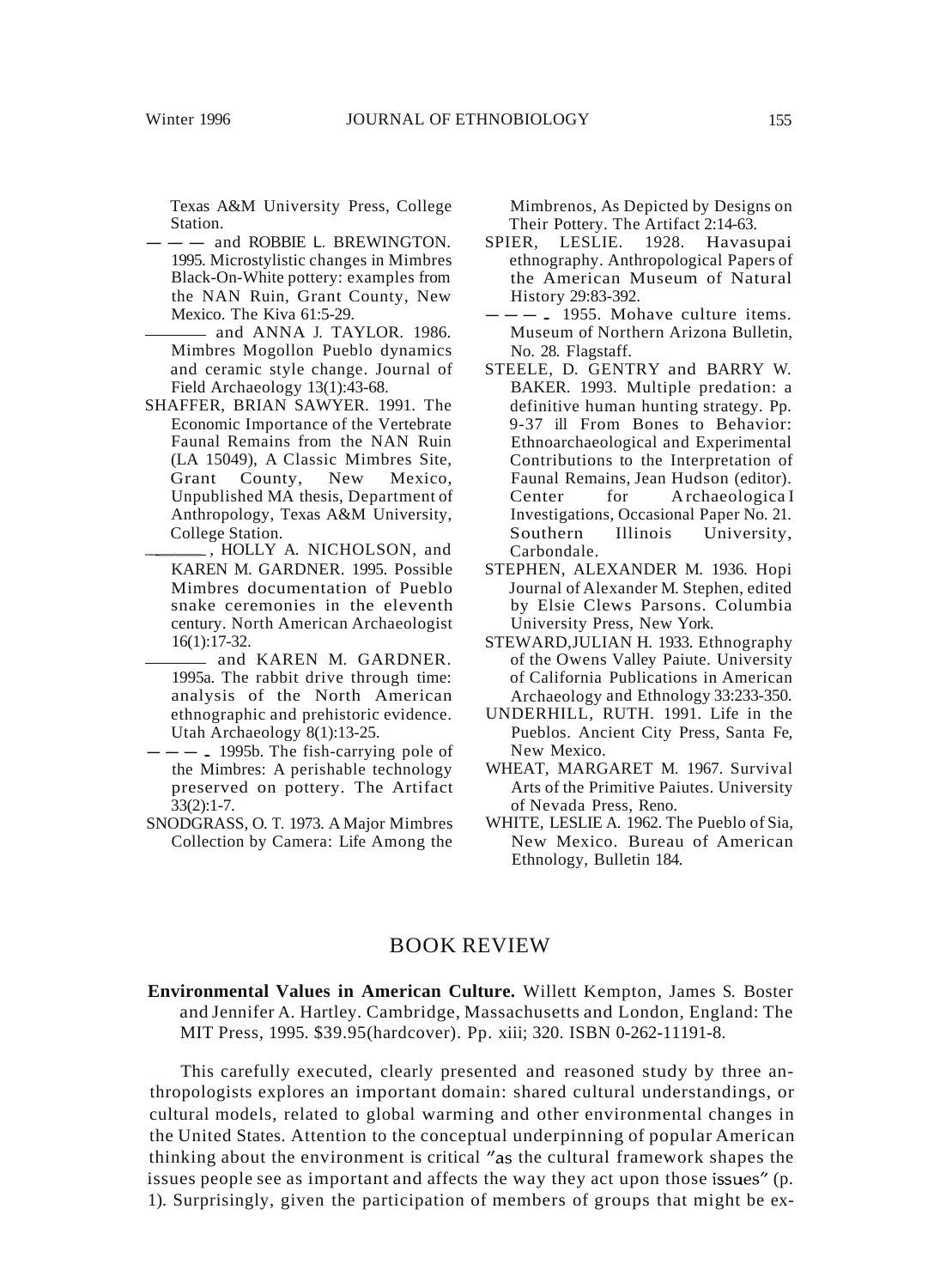Texas A&M University Press, College Station.

——— and ROBBIE L. BREWINGTON. 1995. Microstylistic changes in Mimbres Black-On-White pottery: examples from the NAN Ruin, Grant County, New Mexico. The Kiva 61:5-29.

——— and ANNA J. TAYLOR. 1986. Mimbres Mogollon Pueblo dynamics and ceramic style change. Journal of Field Archaeology 13(1):43-68.

SHAFFER, BRIAN SAWYER. 1991. The Economic Importance of the Vertebrate Faunal Remains from the NAN Ruin (LA 15049), A Classic Mimbres Site, Grant County, New Mexico, Unpublished MA thesis, Department of Anthropology, Texas A&M University, College Station.

———, HOLLY A. NICHOLSON, and KAREN M. GARDNER. 1995. Possible Mimbres documentation of Pueblo snake ceremonies in the eleventh century. North American Archaeologist 16(1):17-32.

——— and KAREN M. GARDNER. 1995a. The rabbit drive through time: analysis of the North American ethnographic and prehistoric evidence. Utah Archaeology 8(1):13-25.

———. 1995b. The fish-carrying pole of the Mimbres: A perishable technology preserved on pottery. The Artifact 33(2):1-7.

SNODGRASS, O. T. 1973. A Major Mimbres Collection by Camera: Life Among the Mimbrenos, As Depicted by Designs on Their Pottery. The Artifact 2:14-63.

SPIER, LESLIE. 1928. Havasupai ethnography. Anthropological Papers of the American Museum of Natural History 29:83-392.

———. 1955. Mohave culture items. Museum of Northern Arizona Bulletin, No. 28. Flagstaff.

STEELE, D. GENTRY and BARRY W. BAKER. 1993. Multiple predation: a definitive human hunting strategy. Pp. 9-37 ill From Bones to Behavior: Ethnoarchaeological and Experimental Contributions to the Interpretation of Faunal Remains, Jean Hudson (editor). Center for Archaeological Investigations, Occasional Paper No. 21. Southern Illinois University, Carbondale.

STEPHEN, ALEXANDER M. 1936. Hopi Journal of Alexander M. Stephen, edited by Elsie Clews Parsons. Columbia University Press, New York.

STEWARD, JULIAN H. 1933. Ethnography of the Owens Valley Paiute. University of California Publications in American Archaeology and Ethnology 33:233-350.

UNDERHILL, RUTH. 1991. Life in the Pueblos. Ancient City Press, Santa Fe, New Mexico.

WHEAT, MARGARET M. 1967. Survival Arts of the Primitive Paiutes. University of Nevada Press, Reno.

WHITE, LESLIE A. 1962. The Pueblo of Sia, New Mexico. Bureau of American Ethnology, Bulletin 184.

## BOOK REVIEW

**Environmental Values in American Culture.** Willett Kempton, James S. Boster and Jennifer A. Hartley. Cambridge, Massachusetts and London, England: The MIT Press, 1995. $39.95(hardcover). Pp. xiii; 320. ISBN 0-262-11191-8.

This carefully executed, clearly presented and reasoned study by three anthropologists explores an important domain: shared cultural understandings, or cultural models, related to global warming and other environmental changes in the United States. Attention to the conceptual underpinning of popular American thinking about the environment is critical "as the cultural framework shapes the issues people see as important and affects the way they act upon those issues" (p. 1). Surprisingly, given the participation of members of groups that might be ex-